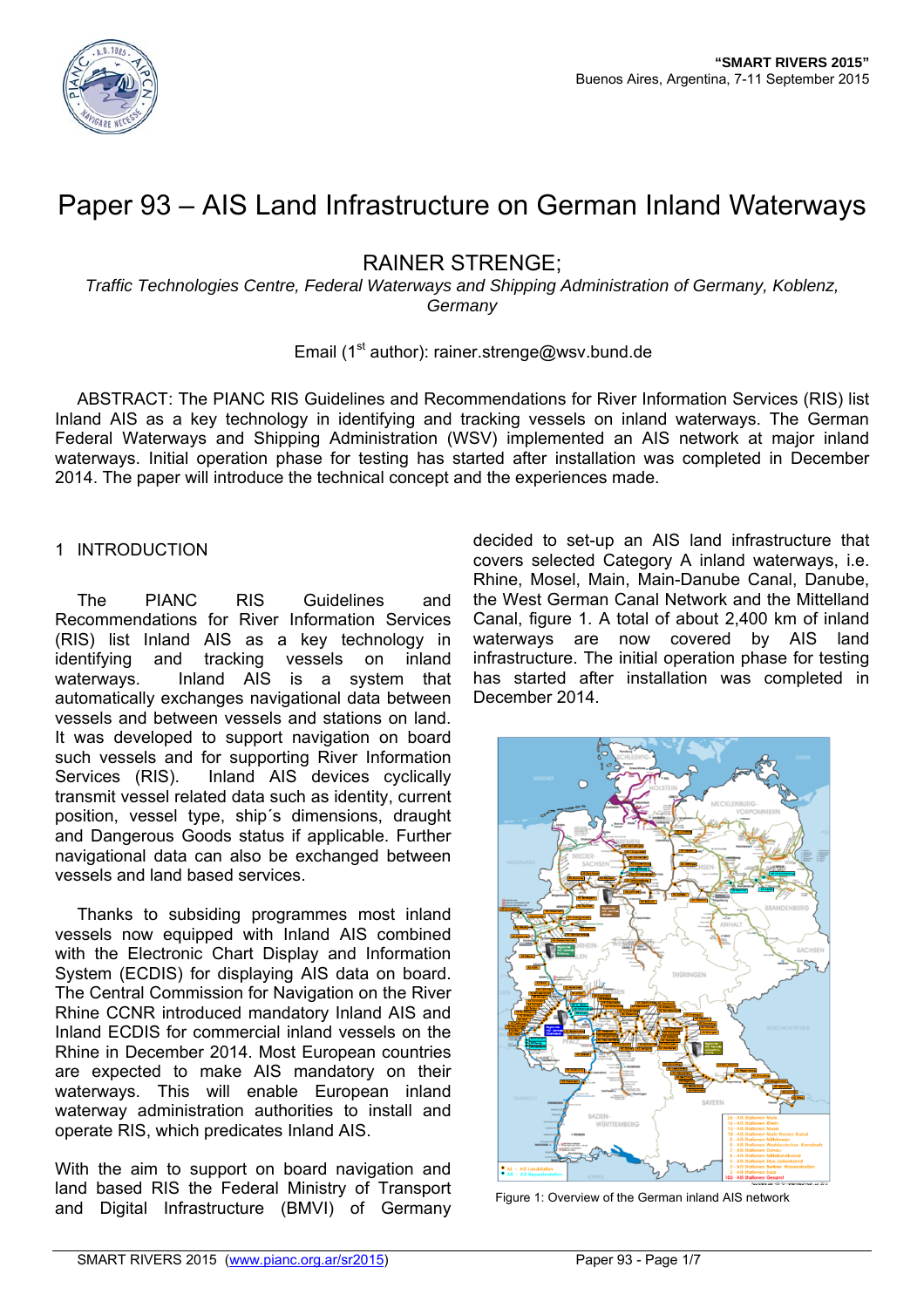# Paper 93 – AIS Land Infrastructure on German Inland Waterways

## RAINER STRENGE;

*Traffic Technologies Centre, Federal Waterways and Shipping Administration of Germany, Koblenz, Germany*

Email (1st author): rainer.strenge@wsv.bund.de

ABSTRACT: The PIANC RIS Guidelines and Recommendations for River Information Services (RIS) list Inland AIS as a key technology in identifying and tracking vessels on inland waterways. The German Federal Waterways and Shipping Administration (WSV) implemented an AIS network at major inland waterways. Initial operation phase for testing has started after installation was completed in December 2014. The paper will introduce the technical concept and the experiences made.

## 1 INTRODUCTION

The PIANC RIS Guidelines and Recommendations for River Information Services (RIS) list Inland AIS as a key technology in identifying and tracking vessels on inland waterways. Inland AIS is a system that automatically exchanges navigational data between vessels and between vessels and stations on land. It was developed to support navigation on board such vessels and for supporting River Information Services (RIS). Inland AIS devices cyclically transmit vessel related data such as identity, current position, vessel type, ship´s dimensions, draught and Dangerous Goods status if applicable. Further navigational data can also be exchanged between vessels and land based services.

Thanks to subsiding programmes most inland vessels now equipped with Inland AIS combined with the Electronic Chart Display and Information System (ECDIS) for displaying AIS data on board. The Central Commission for Navigation on the River Rhine CCNR introduced mandatory Inland AIS and Inland ECDIS for commercial inland vessels on the Rhine in December 2014. Most European countries are expected to make AIS mandatory on their waterways. This will enable European inland waterway administration authorities to install and operate RIS, which predicates Inland AIS.

With the aim to support on board navigation and land based RIS the Federal Ministry of Transport and Digital Infrastructure (BMVI) of Germany decided to set-up an AIS land infrastructure that covers selected Category A inland waterways, i.e. Rhine, Mosel, Main, Main-Danube Canal, Danube, the West German Canal Network and the Mittelland Canal, figure 1. A total of about 2,400 km of inland waterways are now covered by AIS land infrastructure. The initial operation phase for testing has started after installation was completed in December 2014.

Figure 1: Overview of the German inland AIS network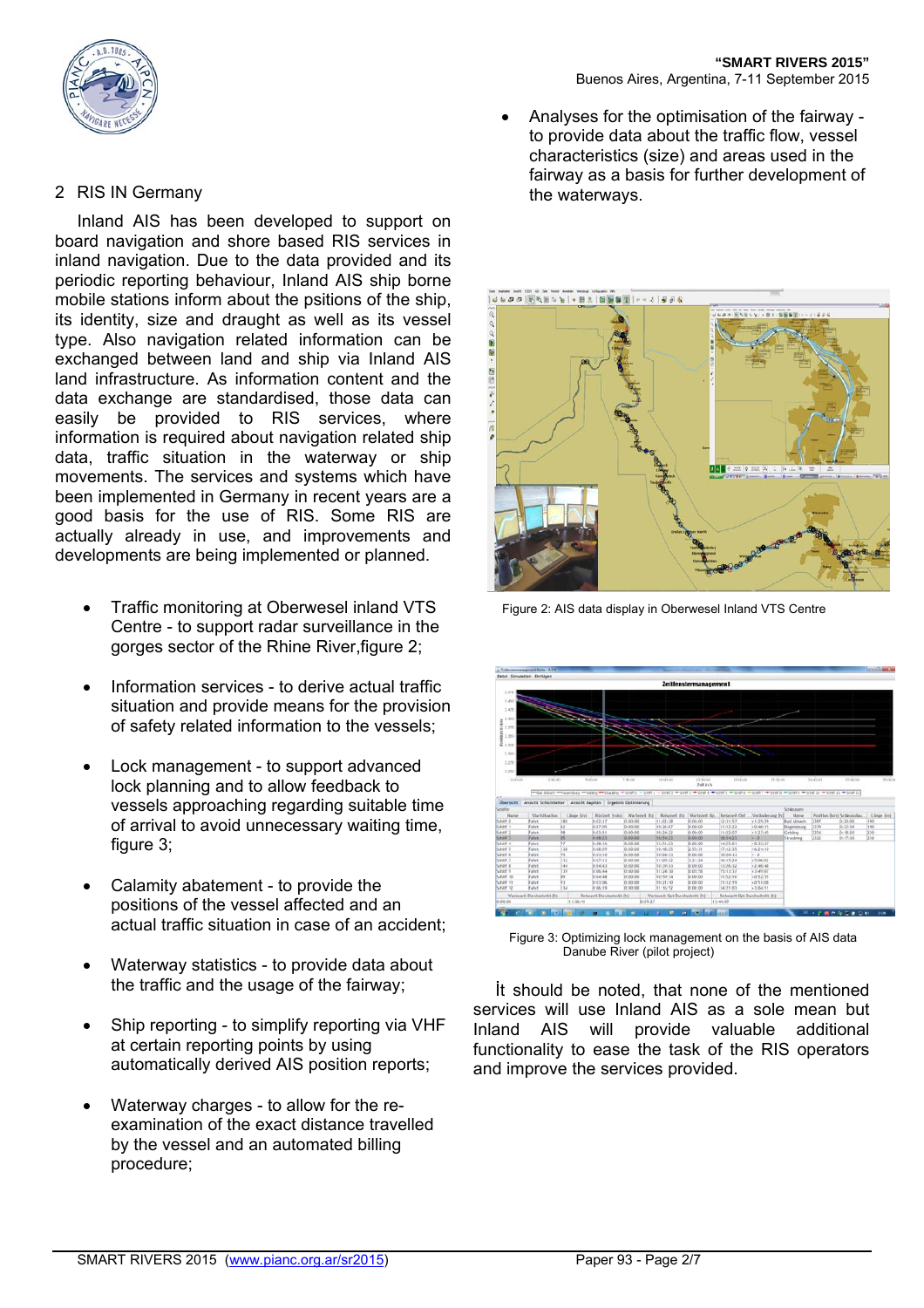## 2 RIS IN Germany

Inland AIS has been developed to support on board navigation and shore based RIS services in inland navigation. Due to the data provided and its periodic reporting behaviour, Inland AIS ship borne mobile stations inform about the psitions of the ship, its identity, size and draught as well as its vessel type. Also navigation related information can be exchanged between land and ship via Inland AIS land infrastructure. As information content and the data exchange are standardised, those data can easily be provided to RIS services, where information is required about navigation related ship data, traffic situation in the waterway or ship movements. The services and systems which have been implemented in Germany in recent years are a good basis for the use of RIS. Some RIS are actually already in use, and improvements and developments are being implemented or planned.

- Traffic monitoring at Oberwesel inland VTS Centre - to support radar surveillance in the gorges sector of the Rhine River,figure 2;
- Information services - to derive actual traffic situation and provide means for the provision of safety related information to the vessels;
- Lock management - to support advanced lock planning and to allow feedback to vessels approaching regarding suitable time of arrival to avoid unnecessary waiting time, figure 3;
- Calamity abatement - to provide the positions of the vessel affected and an actual traffic situation in case of an accident;
- Waterway statistics - to provide data about the traffic and the usage of the fairway;
- Ship reporting - to simplify reporting via VHF at certain reporting points by using automatically derived AIS position reports;
- Waterway charges - to allow for the re-examination of the exact distance travelled by the vessel and an automated billing procedure;
- Analyses for the optimisation of the fairway - to provide data about the traffic flow, vessel characteristics (size) and areas used in the fairway as a basis for further development of the waterways.

Figure 2: AIS data display in Oberwesel Inland VTS Centre

Figure 3: Optimizing lock management on the basis of AIS data Danube River (pilot project)

İt should be noted, that none of the mentioned services will use Inland AIS as a sole mean but Inland AIS will provide valuable additional functionality to ease the task of the RIS operators and improve the services provided.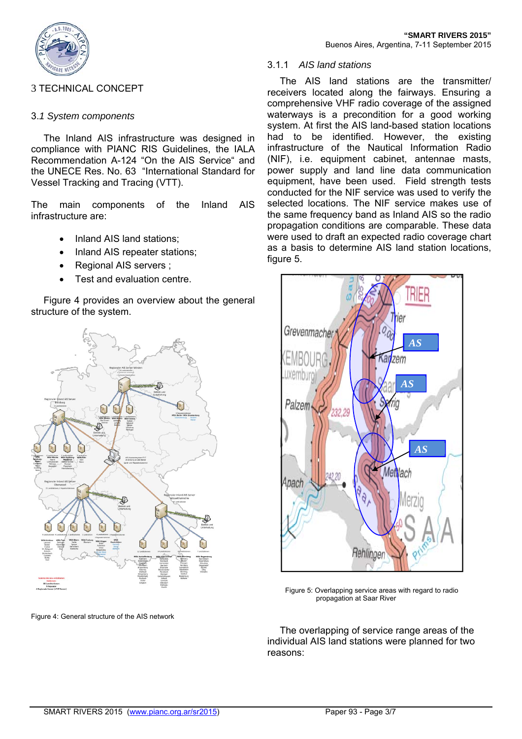# 3 TECHNICAL CONCEPT

## 3.1 *System components*

The Inland AIS infrastructure was designed in compliance with PIANC RIS Guidelines, the IALA Recommendation A-124 "On the AIS Service" and the UNECE Res. No. 63 "International Standard for Vessel Tracking and Tracing (VTT).

The main components of the Inland AIS infrastructure are:

- Inland AIS land stations;
- Inland AIS repeater stations;
- Regional AIS servers ;
- Test and evaluation centre.

Figure 4 provides an overview about the general structure of the system.

Figure 4: General structure of the AIS network

### 3.1.1 *AIS land stations*

The AIS land stations are the transmitter/ receivers located along the fairways. Ensuring a comprehensive VHF radio coverage of the assigned waterways is a precondition for a good working system. At first the AIS land-based station locations had to be identified. However, the existing infrastructure of the Nautical Information Radio (NIF), i.e. equipment cabinet, antennae masts, power supply and land line data communication equipment, have been used. Field strength tests conducted for the NIF service was used to verify the selected locations. The NIF service makes use of the same frequency band as Inland AIS so the radio propagation conditions are comparable. These data were used to draft an expected radio coverage chart as a basis to determine AIS land station locations, figure 5.

Figure 5: Overlapping service areas with regard to radio propagation at Saar River

The overlapping of service range areas of the individual AIS land stations were planned for two reasons: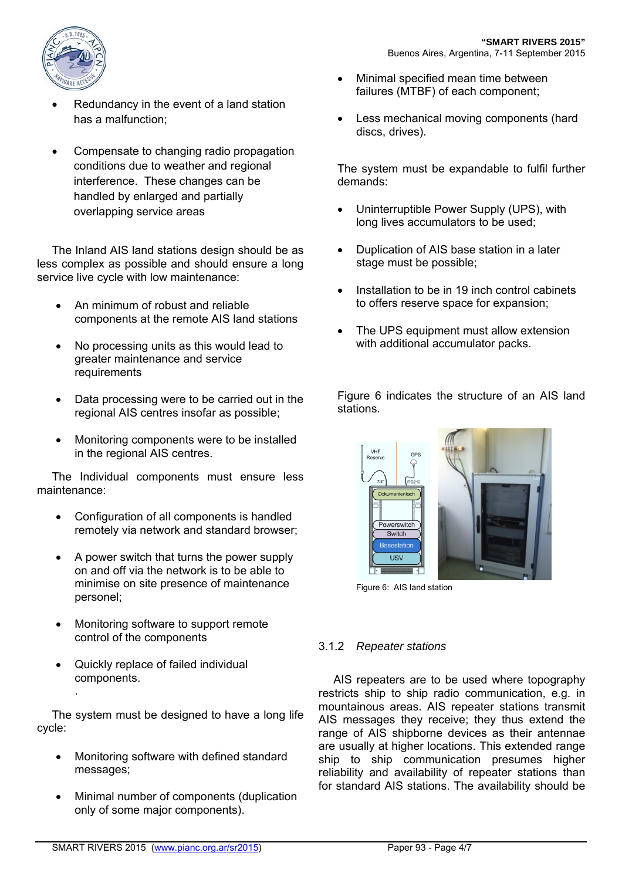- Redundancy in the event of a land station has a malfunction;

- Compensate to changing radio propagation conditions due to weather and regional interference. These changes can be handled by enlarged and partially overlapping service areas

The Inland AIS land stations design should be as less complex as possible and should ensure a long service live cycle with low maintenance:

- An minimum of robust and reliable components at the remote AIS land stations

- No processing units as this would lead to greater maintenance and service requirements

- Data processing were to be carried out in the regional AIS centres insofar as possible;

- Monitoring components were to be installed in the regional AIS centres.

The Individual components must ensure less maintenance:

- Configuration of all components is handled remotely via network and standard browser;

- A power switch that turns the power supply on and off via the network is to be able to minimise on site presence of maintenance personel;

- Monitoring software to support remote control of the components

- Quickly replace of failed individual components.
.

The system must be designed to have a long life cycle:

- Monitoring software with defined standard messages;

- Minimal number of components (duplication only of some major components).

- Minimal specified mean time between failures (MTBF) of each component;

- Less mechanical moving components (hard discs, drives).

The system must be expandable to fulfil further demands:

- Uninterruptible Power Supply (UPS), with long lives accumulators to be used;

- Duplication of AIS base station in a later stage must be possible;

- Installation to be in 19 inch control cabinets to offers reserve space for expansion;

- The UPS equipment must allow extension with additional accumulator packs.

Figure 6 indicates the structure of an AIS land stations.

Figure 6: AIS land station

### 3.1.2 *Repeater stations*

AIS repeaters are to be used where topography restricts ship to ship radio communication, e.g. in mountainous areas. AIS repeater stations transmit AIS messages they receive; they thus extend the range of AIS shipborne devices as their antennae are usually at higher locations. This extended range ship to ship communication presumes higher reliability and availability of repeater stations than for standard AIS stations. The availability should be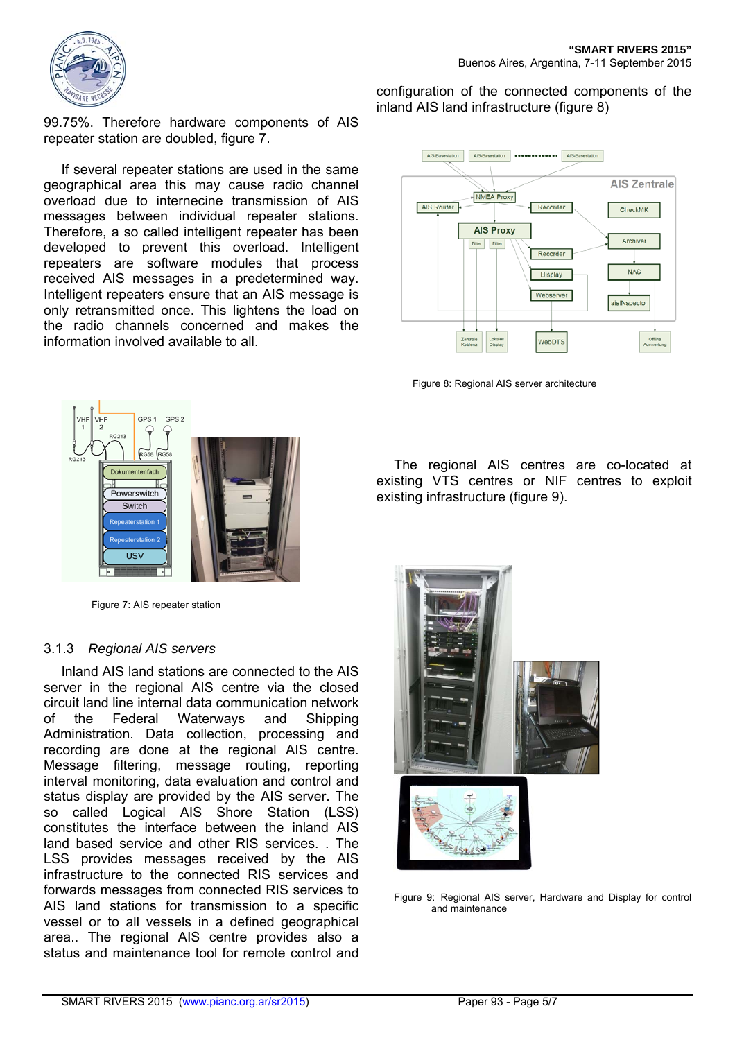99.75%. Therefore hardware components of AIS repeater station are doubled, figure 7.

If several repeater stations are used in the same geographical area this may cause radio channel overload due to internecine transmission of AIS messages between individual repeater stations. Therefore, a so called intelligent repeater has been developed to prevent this overload. Intelligent repeaters are software modules that process received AIS messages in a predetermined way. Intelligent repeaters ensure that an AIS message is only retransmitted once. This lightens the load on the radio channels concerned and makes the information involved available to all.

Figure 7: AIS repeater station

### 3.1.3 *Regional AIS servers*

Inland AIS land stations are connected to the AIS server in the regional AIS centre via the closed circuit land line internal data communication network of the Federal Waterways and Shipping Administration. Data collection, processing and recording are done at the regional AIS centre. Message filtering, message routing, reporting interval monitoring, data evaluation and control and status display are provided by the AIS server. The so called Logical AIS Shore Station (LSS) constitutes the interface between the inland AIS land based service and other RIS services. . The LSS provides messages received by the AIS infrastructure to the connected RIS services and forwards messages from connected RIS services to AIS land stations for transmission to a specific vessel or to all vessels in a defined geographical area.. The regional AIS centre provides also a status and maintenance tool for remote control and configuration of the connected components of the inland AIS land infrastructure (figure 8)

Figure 8: Regional AIS server architecture

The regional AIS centres are co-located at existing VTS centres or NIF centres to exploit existing infrastructure (figure 9).

Figure 9: Regional AIS server, Hardware and Display for control and maintenance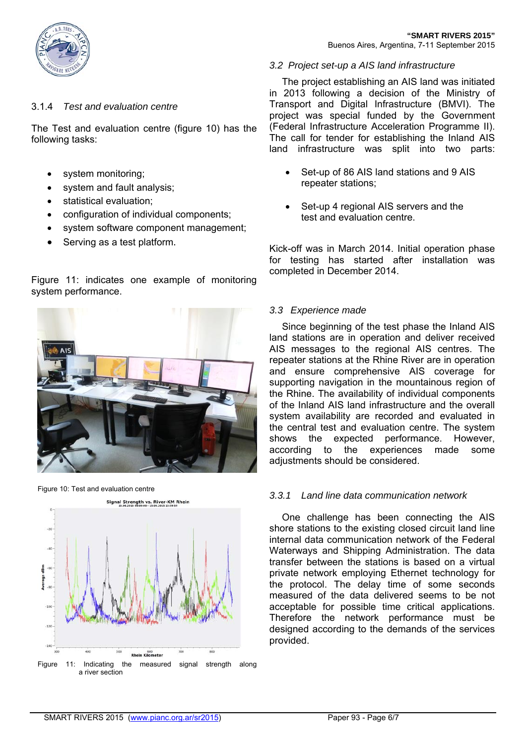#### 3.1.4 *Test and evaluation centre*

The Test and evaluation centre (figure 10) has the following tasks:

- system monitoring;
- system and fault analysis;
- statistical evaluation;
- configuration of individual components;
- system software component management;
- Serving as a test platform.

Figure 11: indicates one example of monitoring system performance.

Figure 10: Test and evaluation centre

Figure 11: Indicating the measured signal strength along a river section

### *3.2 Project set-up a AIS land infrastructure*

The project establishing an AIS land was initiated in 2013 following a decision of the Ministry of Transport and Digital Infrastructure (BMVI). The project was special funded by the Government (Federal Infrastructure Acceleration Programme II). The call for tender for establishing the Inland AIS land infrastructure was split into two parts:

- Set-up of 86 AIS land stations and 9 AIS repeater stations;
- Set-up 4 regional AIS servers and the test and evaluation centre.

Kick-off was in March 2014. Initial operation phase for testing has started after installation was completed in December 2014.

### *3.3 Experience made*

Since beginning of the test phase the Inland AIS land stations are in operation and deliver received AIS messages to the regional AIS centres. The repeater stations at the Rhine River are in operation and ensure comprehensive AIS coverage for supporting navigation in the mountainous region of the Rhine. The availability of individual components of the Inland AIS land infrastructure and the overall system availability are recorded and evaluated in the central test and evaluation centre. The system shows the expected performance. However, according to the experiences made some adjustments should be considered.

#### *3.3.1 Land line data communication network*

One challenge has been connecting the AIS shore stations to the existing closed circuit land line internal data communication network of the Federal Waterways and Shipping Administration. The data transfer between the stations is based on a virtual private network employing Ethernet technology for the protocol. The delay time of some seconds measured of the data delivered seems to be not acceptable for possible time critical applications. Therefore the network performance must be designed according to the demands of the services provided.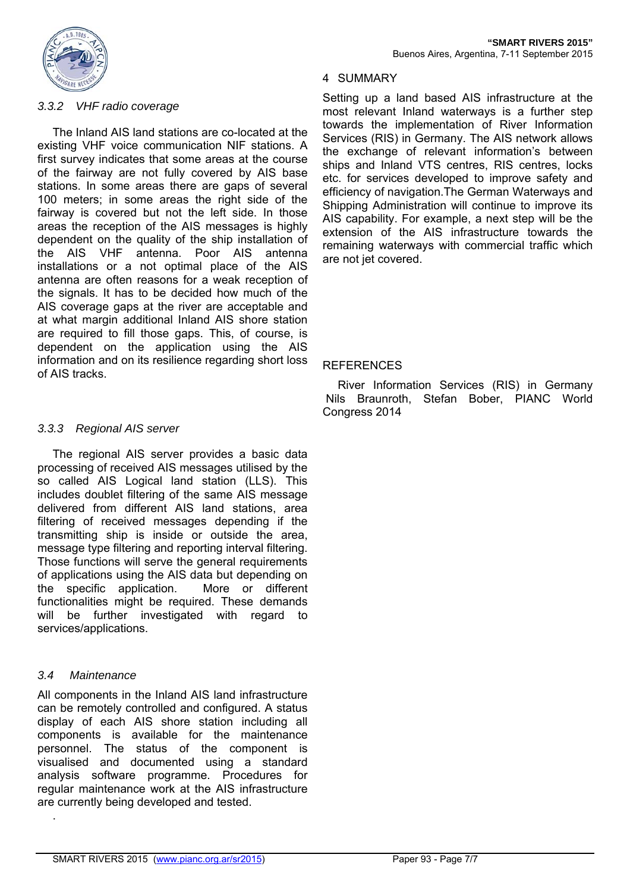### *3.3.2 VHF radio coverage*

The Inland AIS land stations are co-located at the existing VHF voice communication NIF stations. A first survey indicates that some areas at the course of the fairway are not fully covered by AIS base stations. In some areas there are gaps of several 100 meters; in some areas the right side of the fairway is covered but not the left side. In those areas the reception of the AIS messages is highly dependent on the quality of the ship installation of the AIS VHF antenna. Poor AIS antenna installations or a not optimal place of the AIS antenna are often reasons for a weak reception of the signals. It has to be decided how much of the AIS coverage gaps at the river are acceptable and at what margin additional Inland AIS shore station are required to fill those gaps. This, of course, is dependent on the application using the AIS information and on its resilience regarding short loss of AIS tracks.

### *3.3.3 Regional AIS server*

The regional AIS server provides a basic data processing of received AIS messages utilised by the so called AIS Logical land station (LLS). This includes doublet filtering of the same AIS message delivered from different AIS land stations, area filtering of received messages depending if the transmitting ship is inside or outside the area, message type filtering and reporting interval filtering. Those functions will serve the general requirements of applications using the AIS data but depending on the specific application. More or different functionalities might be required. These demands will be further investigated with regard to services/applications.

### *3.4 Maintenance*

All components in the Inland AIS land infrastructure can be remotely controlled and configured. A status display of each AIS shore station including all components is available for the maintenance personnel. The status of the component is visualised and documented using a standard analysis software programme. Procedures for regular maintenance work at the AIS infrastructure are currently being developed and tested.

.

## 4 SUMMARY

Setting up a land based AIS infrastructure at the most relevant Inland waterways is a further step towards the implementation of River Information Services (RIS) in Germany. The AIS network allows the exchange of relevant information's between ships and Inland VTS centres, RIS centres, locks etc. for services developed to improve safety and efficiency of navigation.The German Waterways and Shipping Administration will continue to improve its AIS capability. For example, a next step will be the extension of the AIS infrastructure towards the remaining waterways with commercial traffic which are not jet covered.

## REFERENCES

River Information Services (RIS) in Germany Nils Braunroth, Stefan Bober, PIANC World Congress 2014